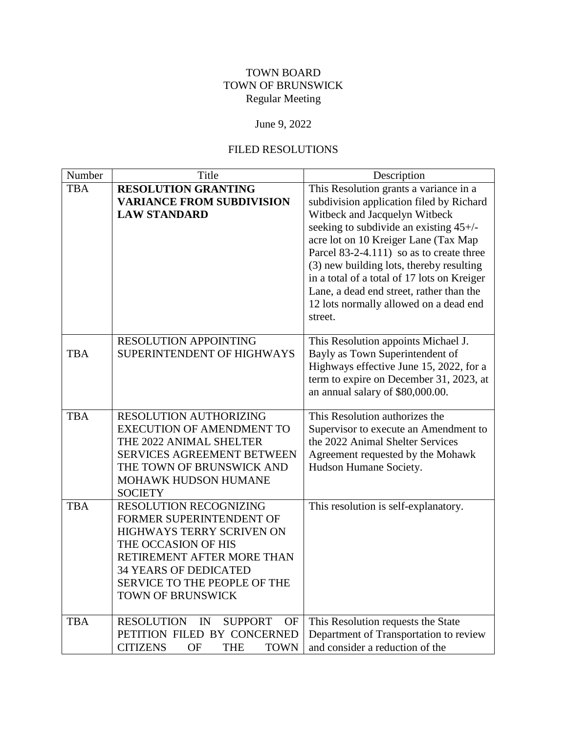TOWN BOARD
TOWN OF BRUNSWICK
Regular Meeting

June 9, 2022

FILED RESOLUTIONS

| Number | Title | Description |
|---|---|---|
| TBA | **RESOLUTION GRANTING VARIANCE FROM SUBDIVISION LAW STANDARD** | This Resolution grants a variance in a subdivision application filed by Richard Witbeck and Jacquelyn Witbeck seeking to subdivide an existing 45+/- acre lot on 10 Kreiger Lane (Tax Map Parcel 83-2-4.111) so as to create three (3) new building lots, thereby resulting in a total of a total of 17 lots on Kreiger Lane, a dead end street, rather than the 12 lots normally allowed on a dead end street. |
| TBA | RESOLUTION APPOINTING SUPERINTENDENT OF HIGHWAYS | This Resolution appoints Michael J. Bayly as Town Superintendent of Highways effective June 15, 2022, for a term to expire on December 31, 2023, at an annual salary of $80,000.00. |
| TBA | RESOLUTION AUTHORIZING EXECUTION OF AMENDMENT TO THE 2022 ANIMAL SHELTER SERVICES AGREEMENT BETWEEN THE TOWN OF BRUNSWICK AND MOHAWK HUDSON HUMANE SOCIETY | This Resolution authorizes the Supervisor to execute an Amendment to the 2022 Animal Shelter Services Agreement requested by the Mohawk Hudson Humane Society. |
| TBA | RESOLUTION RECOGNIZING FORMER SUPERINTENDENT OF HIGHWAYS TERRY SCRIVEN ON THE OCCASION OF HIS RETIREMENT AFTER MORE THAN 34 YEARS OF DEDICATED SERVICE TO THE PEOPLE OF THE TOWN OF BRUNSWICK | This resolution is self-explanatory. |
| TBA | RESOLUTION IN SUPPORT OF PETITION FILED BY CONCERNED CITIZENS OF THE TOWN | This Resolution requests the State Department of Transportation to review and consider a reduction of the |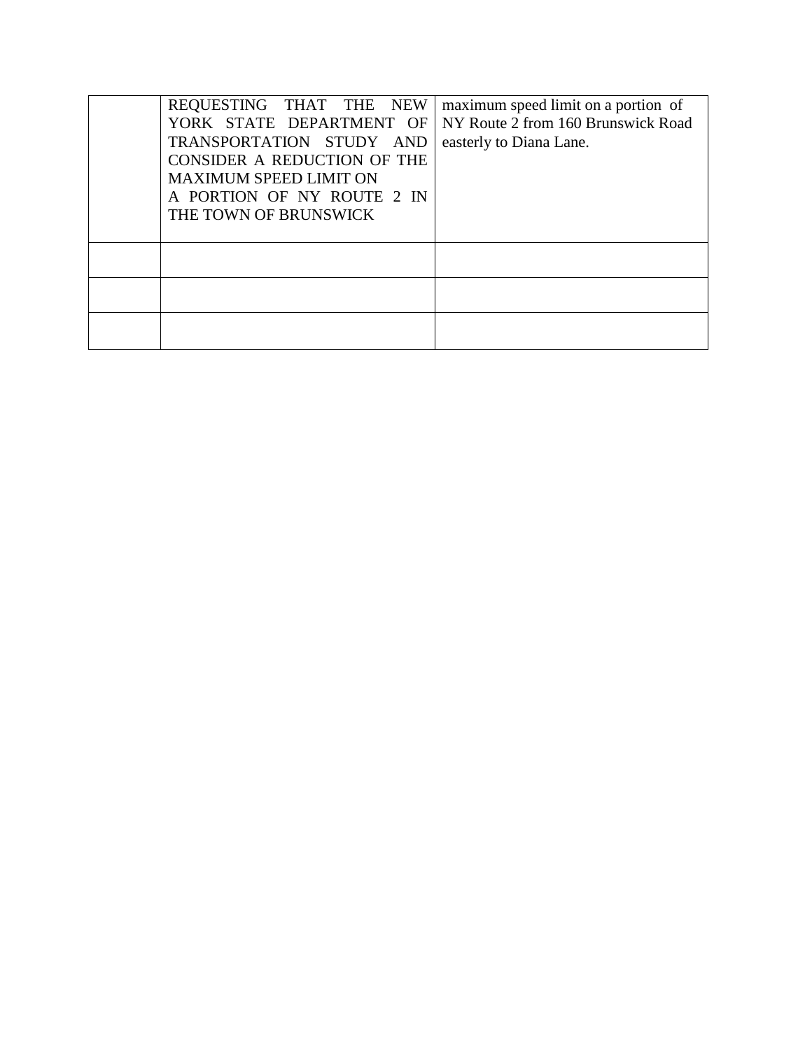| | | |
|---|---|---|
| | REQUESTING THAT THE NEW YORK STATE DEPARTMENT OF TRANSPORTATION STUDY AND CONSIDER A REDUCTION OF THE MAXIMUM SPEED LIMIT ON A PORTION OF NY ROUTE 2 IN THE TOWN OF BRUNSWICK | maximum speed limit on a portion of NY Route 2 from 160 Brunswick Road easterly to Diana Lane. |
| | | |
| | | |
| | | |